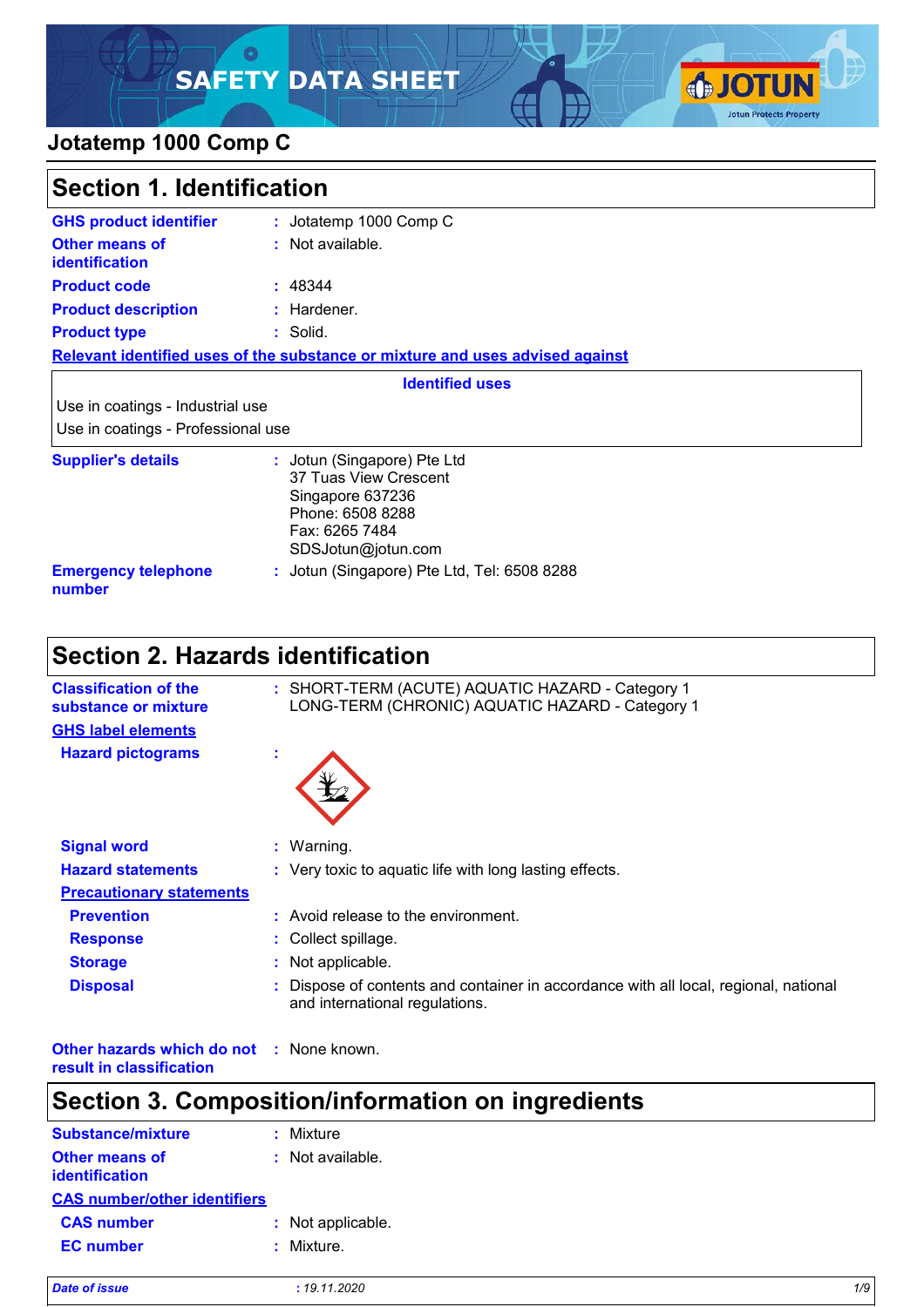# SAFETY DATA SHEET

## Jotatemp 1000 Comp C

## Section 1. Identification

**GHS product identifier** : Jotatemp 1000 Comp C

**Other means of identification** : Not available.

**Product code** : 48344

**Product description** : Hardener.

**Product type** : Solid.

**Relevant identified uses of the substance or mixture and uses advised against**

| Identified uses |
|---|
| Use in coatings - Industrial use |
| Use in coatings - Professional use |

**Supplier's details** : Jotun (Singapore) Pte Ltd
37 Tuas View Crescent
Singapore 637236
Phone: 6508 8288
Fax: 6265 7484
SDSJotun@jotun.com

**Emergency telephone number** : Jotun (Singapore) Pte Ltd, Tel: 6508 8288

## Section 2. Hazards identification

**Classification of the substance or mixture** : SHORT-TERM (ACUTE) AQUATIC HAZARD - Category 1
LONG-TERM (CHRONIC) AQUATIC HAZARD - Category 1

**GHS label elements**

**Hazard pictograms** :

**Signal word** : Warning.

**Hazard statements** : Very toxic to aquatic life with long lasting effects.

**Precautionary statements**

**Prevention** : Avoid release to the environment.

**Response** : Collect spillage.

**Storage** : Not applicable.

**Disposal** : Dispose of contents and container in accordance with all local, regional, national and international regulations.

**Other hazards which do not result in classification** : None known.

## Section 3. Composition/information on ingredients

**Substance/mixture** : Mixture

**Other means of identification** : Not available.

**CAS number/other identifiers**

**CAS number** : Not applicable.

**EC number** : Mixture.

*Date of issue* : *19.11.2020*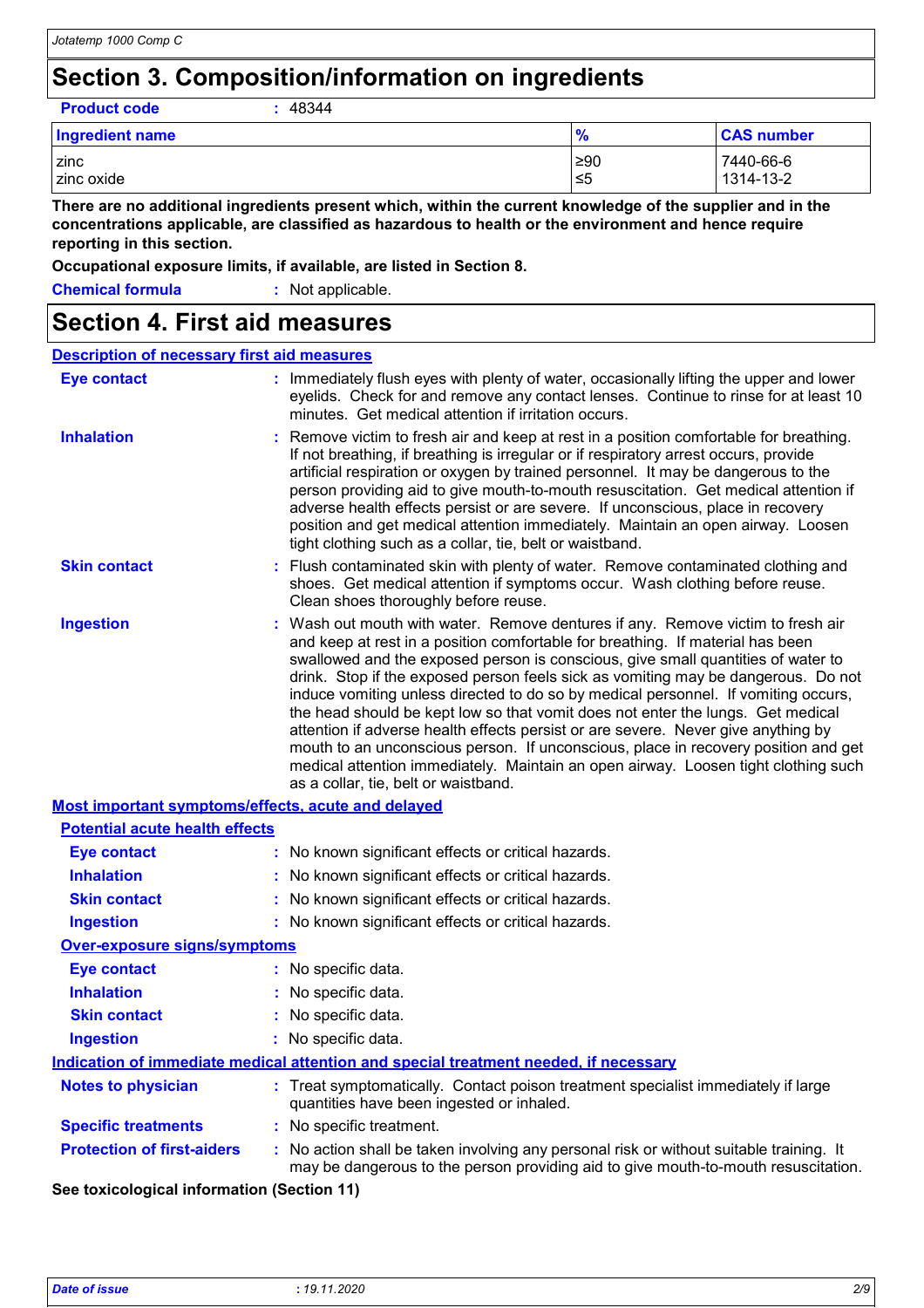## Section 3. Composition/information on ingredients

**Product code** : 48344

| Ingredient name | % | CAS number |
|---|---|---|
| zinc | ≥90 | 7440-66-6 |
| zinc oxide | ≤5 | 1314-13-2 |

**There are no additional ingredients present which, within the current knowledge of the supplier and in the concentrations applicable, are classified as hazardous to health or the environment and hence require reporting in this section.**

**Occupational exposure limits, if available, are listed in Section 8.**

**Chemical formula** : Not applicable.

## Section 4. First aid measures

### Description of necessary first aid measures

**Eye contact** : Immediately flush eyes with plenty of water, occasionally lifting the upper and lower eyelids. Check for and remove any contact lenses. Continue to rinse for at least 10 minutes. Get medical attention if irritation occurs.

**Inhalation** : Remove victim to fresh air and keep at rest in a position comfortable for breathing. If not breathing, if breathing is irregular or if respiratory arrest occurs, provide artificial respiration or oxygen by trained personnel. It may be dangerous to the person providing aid to give mouth-to-mouth resuscitation. Get medical attention if adverse health effects persist or are severe. If unconscious, place in recovery position and get medical attention immediately. Maintain an open airway. Loosen tight clothing such as a collar, tie, belt or waistband.

**Skin contact** : Flush contaminated skin with plenty of water. Remove contaminated clothing and shoes. Get medical attention if symptoms occur. Wash clothing before reuse. Clean shoes thoroughly before reuse.

**Ingestion** : Wash out mouth with water. Remove dentures if any. Remove victim to fresh air and keep at rest in a position comfortable for breathing. If material has been swallowed and the exposed person is conscious, give small quantities of water to drink. Stop if the exposed person feels sick as vomiting may be dangerous. Do not induce vomiting unless directed to do so by medical personnel. If vomiting occurs, the head should be kept low so that vomit does not enter the lungs. Get medical attention if adverse health effects persist or are severe. Never give anything by mouth to an unconscious person. If unconscious, place in recovery position and get medical attention immediately. Maintain an open airway. Loosen tight clothing such as a collar, tie, belt or waistband.

### Most important symptoms/effects, acute and delayed

#### Potential acute health effects

**Eye contact** : No known significant effects or critical hazards.

**Inhalation** : No known significant effects or critical hazards.

**Skin contact** : No known significant effects or critical hazards.

**Ingestion** : No known significant effects or critical hazards.

#### Over-exposure signs/symptoms

**Eye contact** : No specific data.

**Inhalation** : No specific data.

**Skin contact** : No specific data.

**Ingestion** : No specific data.

### Indication of immediate medical attention and special treatment needed, if necessary

**Notes to physician** : Treat symptomatically. Contact poison treatment specialist immediately if large quantities have been ingested or inhaled.

**Specific treatments** : No specific treatment.

**Protection of first-aiders** : No action shall be taken involving any personal risk or without suitable training. It may be dangerous to the person providing aid to give mouth-to-mouth resuscitation.

**See toxicological information (Section 11)**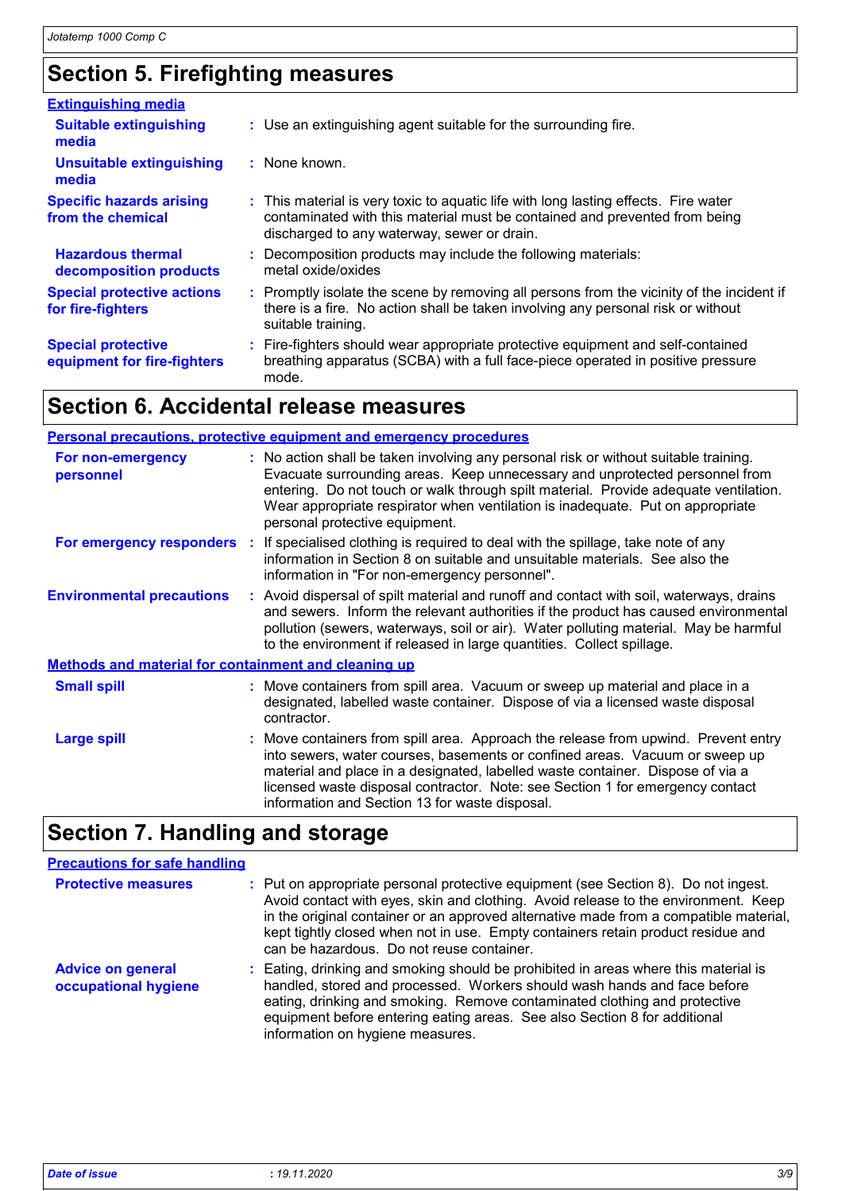## Section 5. Firefighting measures

### Extinguishing media

**Suitable extinguishing media** : Use an extinguishing agent suitable for the surrounding fire.

**Unsuitable extinguishing media** : None known.

**Specific hazards arising from the chemical** : This material is very toxic to aquatic life with long lasting effects. Fire water contaminated with this material must be contained and prevented from being discharged to any waterway, sewer or drain.

**Hazardous thermal decomposition products** : Decomposition products may include the following materials: metal oxide/oxides

**Special protective actions for fire-fighters** : Promptly isolate the scene by removing all persons from the vicinity of the incident if there is a fire. No action shall be taken involving any personal risk or without suitable training.

**Special protective equipment for fire-fighters** : Fire-fighters should wear appropriate protective equipment and self-contained breathing apparatus (SCBA) with a full face-piece operated in positive pressure mode.

## Section 6. Accidental release measures

### Personal precautions, protective equipment and emergency procedures

**For non-emergency personnel** : No action shall be taken involving any personal risk or without suitable training. Evacuate surrounding areas. Keep unnecessary and unprotected personnel from entering. Do not touch or walk through spilt material. Provide adequate ventilation. Wear appropriate respirator when ventilation is inadequate. Put on appropriate personal protective equipment.

**For emergency responders** : If specialised clothing is required to deal with the spillage, take note of any information in Section 8 on suitable and unsuitable materials. See also the information in "For non-emergency personnel".

**Environmental precautions** : Avoid dispersal of spilt material and runoff and contact with soil, waterways, drains and sewers. Inform the relevant authorities if the product has caused environmental pollution (sewers, waterways, soil or air). Water polluting material. May be harmful to the environment if released in large quantities. Collect spillage.

### Methods and material for containment and cleaning up

**Small spill** : Move containers from spill area. Vacuum or sweep up material and place in a designated, labelled waste container. Dispose of via a licensed waste disposal contractor.

**Large spill** : Move containers from spill area. Approach the release from upwind. Prevent entry into sewers, water courses, basements or confined areas. Vacuum or sweep up material and place in a designated, labelled waste container. Dispose of via a licensed waste disposal contractor. Note: see Section 1 for emergency contact information and Section 13 for waste disposal.

## Section 7. Handling and storage

### Precautions for safe handling

**Protective measures** : Put on appropriate personal protective equipment (see Section 8). Do not ingest. Avoid contact with eyes, skin and clothing. Avoid release to the environment. Keep in the original container or an approved alternative made from a compatible material, kept tightly closed when not in use. Empty containers retain product residue and can be hazardous. Do not reuse container.

**Advice on general occupational hygiene** : Eating, drinking and smoking should be prohibited in areas where this material is handled, stored and processed. Workers should wash hands and face before eating, drinking and smoking. Remove contaminated clothing and protective equipment before entering eating areas. See also Section 8 for additional information on hygiene measures.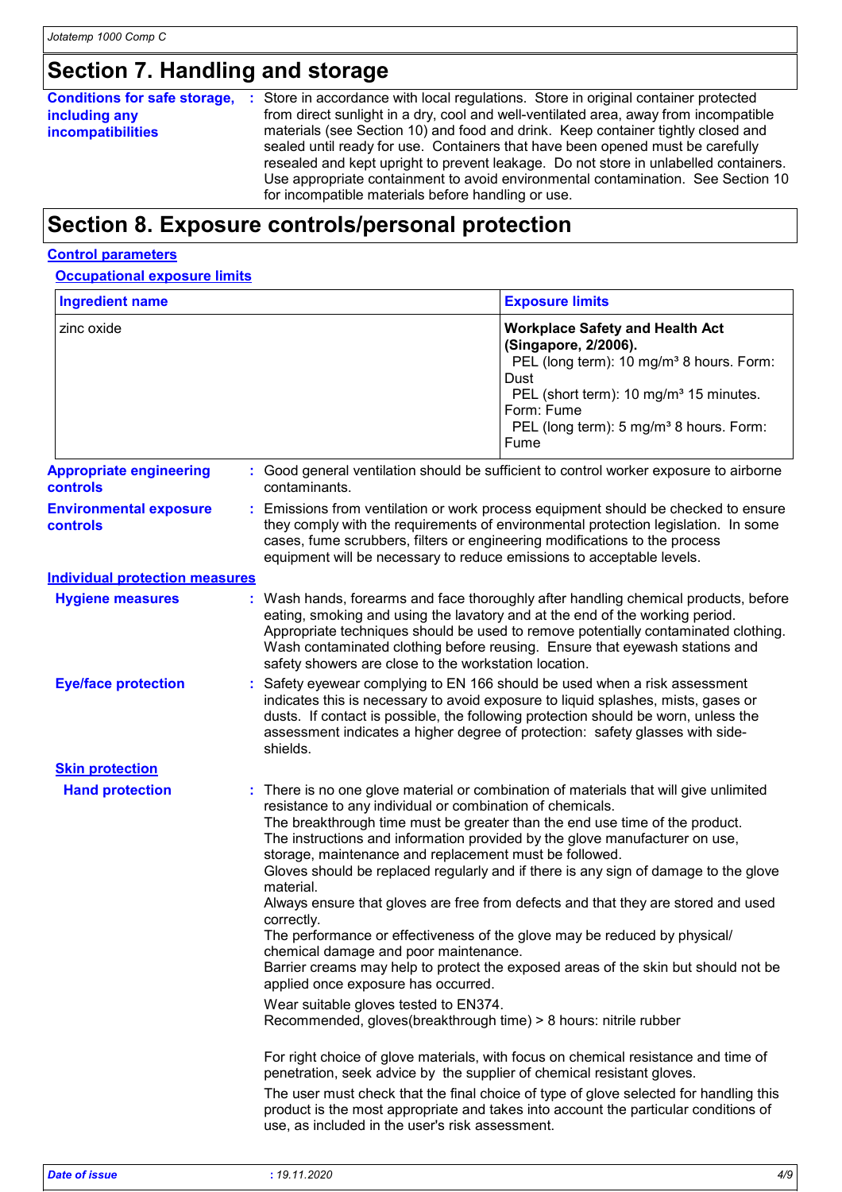# Section 7. Handling and storage

**Conditions for safe storage, including any incompatibilities** : Store in accordance with local regulations. Store in original container protected from direct sunlight in a dry, cool and well-ventilated area, away from incompatible materials (see Section 10) and food and drink. Keep container tightly closed and sealed until ready for use. Containers that have been opened must be carefully resealed and kept upright to prevent leakage. Do not store in unlabelled containers. Use appropriate containment to avoid environmental contamination. See Section 10 for incompatible materials before handling or use.

# Section 8. Exposure controls/personal protection

## Control parameters

### Occupational exposure limits

| Ingredient name | Exposure limits |
|---|---|
| zinc oxide | **Workplace Safety and Health Act (Singapore, 2/2006).**<br>PEL (long term): 10 mg/m³ 8 hours. Form: Dust<br>PEL (short term): 10 mg/m³ 15 minutes. Form: Fume<br>PEL (long term): 5 mg/m³ 8 hours. Form: Fume |

**Appropriate engineering controls** : Good general ventilation should be sufficient to control worker exposure to airborne contaminants.

**Environmental exposure controls** : Emissions from ventilation or work process equipment should be checked to ensure they comply with the requirements of environmental protection legislation. In some cases, fume scrubbers, filters or engineering modifications to the process equipment will be necessary to reduce emissions to acceptable levels.

## Individual protection measures

**Hygiene measures** : Wash hands, forearms and face thoroughly after handling chemical products, before eating, smoking and using the lavatory and at the end of the working period. Appropriate techniques should be used to remove potentially contaminated clothing. Wash contaminated clothing before reusing. Ensure that eyewash stations and safety showers are close to the workstation location.

**Eye/face protection** : Safety eyewear complying to EN 166 should be used when a risk assessment indicates this is necessary to avoid exposure to liquid splashes, mists, gases or dusts. If contact is possible, the following protection should be worn, unless the assessment indicates a higher degree of protection: safety glasses with side-shields.

### Skin protection

**Hand protection** : There is no one glove material or combination of materials that will give unlimited resistance to any individual or combination of chemicals.
The breakthrough time must be greater than the end use time of the product.
The instructions and information provided by the glove manufacturer on use, storage, maintenance and replacement must be followed.
Gloves should be replaced regularly and if there is any sign of damage to the glove material.
Always ensure that gloves are free from defects and that they are stored and used correctly.
The performance or effectiveness of the glove may be reduced by physical/ chemical damage and poor maintenance.
Barrier creams may help to protect the exposed areas of the skin but should not be applied once exposure has occurred.

Wear suitable gloves tested to EN374.
Recommended, gloves(breakthrough time) > 8 hours: nitrile rubber

For right choice of glove materials, with focus on chemical resistance and time of penetration, seek advice by the supplier of chemical resistant gloves.

The user must check that the final choice of type of glove selected for handling this product is the most appropriate and takes into account the particular conditions of use, as included in the user's risk assessment.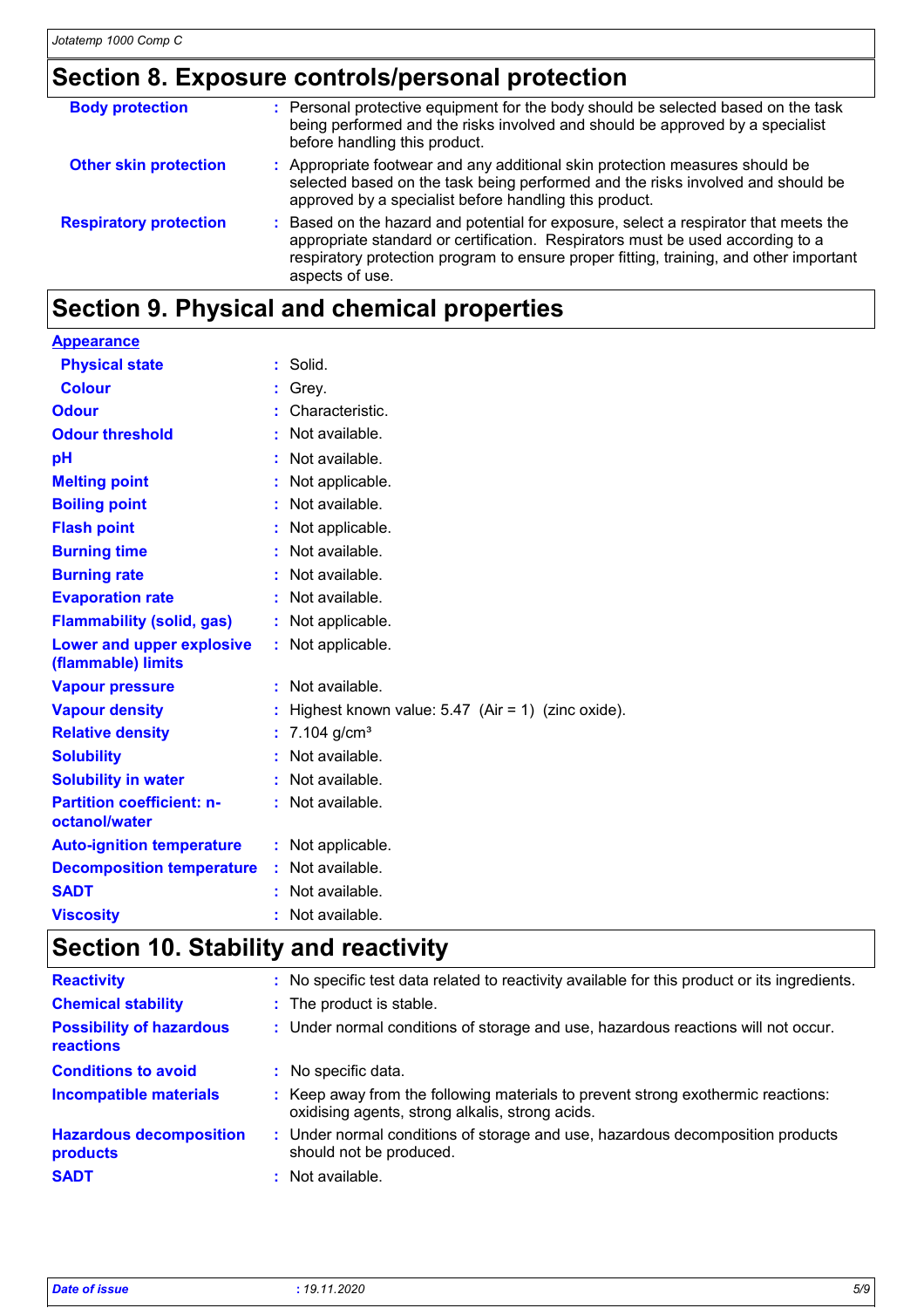## Section 8. Exposure controls/personal protection

| | |
|---|---|
| **Body protection** | : Personal protective equipment for the body should be selected based on the task being performed and the risks involved and should be approved by a specialist before handling this product. |
| **Other skin protection** | : Appropriate footwear and any additional skin protection measures should be selected based on the task being performed and the risks involved and should be approved by a specialist before handling this product. |
| **Respiratory protection** | : Based on the hazard and potential for exposure, select a respirator that meets the appropriate standard or certification. Respirators must be used according to a respiratory protection program to ensure proper fitting, training, and other important aspects of use. |

## Section 9. Physical and chemical properties

| | |
|---|---|
| **Appearance** | |
| **Physical state** | : Solid. |
| **Colour** | : Grey. |
| **Odour** | : Characteristic. |
| **Odour threshold** | : Not available. |
| **pH** | : Not available. |
| **Melting point** | : Not applicable. |
| **Boiling point** | : Not available. |
| **Flash point** | : Not applicable. |
| **Burning time** | : Not available. |
| **Burning rate** | : Not available. |
| **Evaporation rate** | : Not available. |
| **Flammability (solid, gas)** | : Not applicable. |
| **Lower and upper explosive (flammable) limits** | : Not applicable. |
| **Vapour pressure** | : Not available. |
| **Vapour density** | : Highest known value: 5.47 (Air = 1) (zinc oxide). |
| **Relative density** | : 7.104 g/cm³ |
| **Solubility** | : Not available. |
| **Solubility in water** | : Not available. |
| **Partition coefficient: n-octanol/water** | : Not available. |
| **Auto-ignition temperature** | : Not applicable. |
| **Decomposition temperature** | : Not available. |
| **SADT** | : Not available. |
| **Viscosity** | : Not available. |

## Section 10. Stability and reactivity

| | |
|---|---|
| **Reactivity** | : No specific test data related to reactivity available for this product or its ingredients. |
| **Chemical stability** | : The product is stable. |
| **Possibility of hazardous reactions** | : Under normal conditions of storage and use, hazardous reactions will not occur. |
| **Conditions to avoid** | : No specific data. |
| **Incompatible materials** | : Keep away from the following materials to prevent strong exothermic reactions: oxidising agents, strong alkalis, strong acids. |
| **Hazardous decomposition products** | : Under normal conditions of storage and use, hazardous decomposition products should not be produced. |
| **SADT** | : Not available. |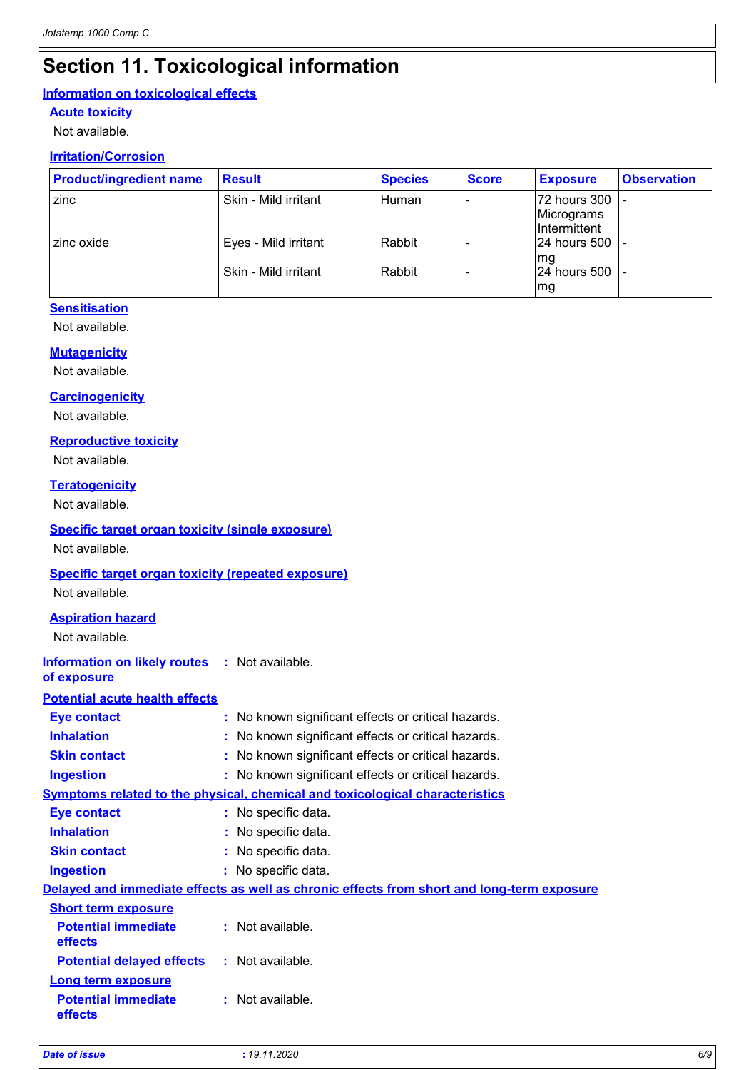# Section 11. Toxicological information

## Information on toxicological effects

### Acute toxicity

Not available.

### Irritation/Corrosion

| Product/ingredient name | Result | Species | Score | Exposure | Observation |
|---|---|---|---|---|---|
| zinc | Skin - Mild irritant | Human | - | 72 hours 300 Micrograms Intermittent | - |
| zinc oxide | Eyes - Mild irritant | Rabbit | - | 24 hours 500 mg | - |
| | Skin - Mild irritant | Rabbit | - | 24 hours 500 mg | - |

### Sensitisation

Not available.

### Mutagenicity

Not available.

### Carcinogenicity

Not available.

### Reproductive toxicity

Not available.

### Teratogenicity

Not available.

### Specific target organ toxicity (single exposure)

Not available.

### Specific target organ toxicity (repeated exposure)

Not available.

### Aspiration hazard

Not available.

**Information on likely routes of exposure** : Not available.

## Potential acute health effects

**Eye contact** : No known significant effects or critical hazards.

**Inhalation** : No known significant effects or critical hazards.

**Skin contact** : No known significant effects or critical hazards.

**Ingestion** : No known significant effects or critical hazards.

## Symptoms related to the physical, chemical and toxicological characteristics

**Eye contact** : No specific data.

**Inhalation** : No specific data.

**Skin contact** : No specific data.

**Ingestion** : No specific data.

## Delayed and immediate effects as well as chronic effects from short and long-term exposure

### Short term exposure

**Potential immediate effects** : Not available.

**Potential delayed effects** : Not available.

### Long term exposure

**Potential immediate effects** : Not available.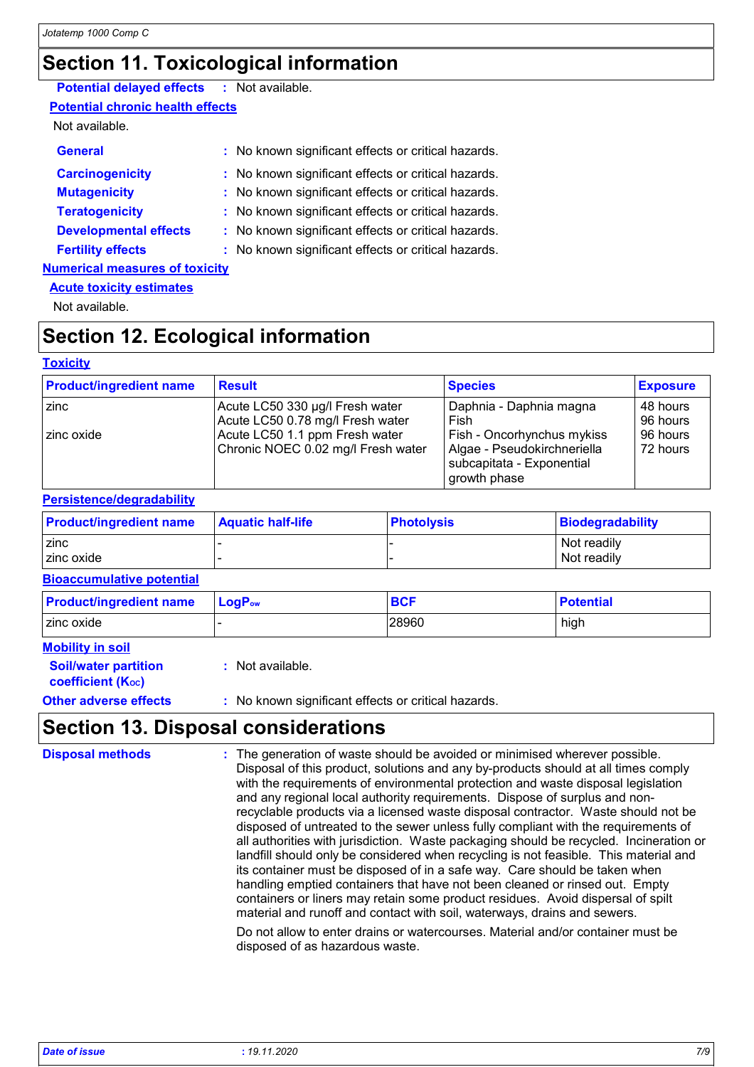## Section 11. Toxicological information

**Potential delayed effects** : Not available.

**Potential chronic health effects**

Not available.

**General** : No known significant effects or critical hazards.

**Carcinogenicity** : No known significant effects or critical hazards.

**Mutagenicity** : No known significant effects or critical hazards.

**Teratogenicity** : No known significant effects or critical hazards.

**Developmental effects** : No known significant effects or critical hazards.

**Fertility effects** : No known significant effects or critical hazards.

**Numerical measures of toxicity**

**Acute toxicity estimates**

Not available.

## Section 12. Ecological information

**Toxicity**

| Product/ingredient name | Result | Species | Exposure |
|---|---|---|---|
| zinc | Acute LC50 330 µg/l Fresh water | Daphnia - Daphnia magna | 48 hours |
| | Acute LC50 0.78 mg/l Fresh water | Fish | 96 hours |
| zinc oxide | Acute LC50 1.1 ppm Fresh water | Fish - Oncorhynchus mykiss | 96 hours |
| | Chronic NOEC 0.02 mg/l Fresh water | Algae - Pseudokirchneriella subcapitata - Exponential growth phase | 72 hours |

**Persistence/degradability**

| Product/ingredient name | Aquatic half-life | Photolysis | Biodegradability |
|---|---|---|---|
| zinc | - | - | Not readily |
| zinc oxide | - | - | Not readily |

**Bioaccumulative potential**

| Product/ingredient name | $LogP_{ow}$ | BCF | Potential |
|---|---|---|---|
| zinc oxide | - | 28960 | high |

**Mobility in soil**

**Soil/water partition coefficient ($K_{OC}$)** : Not available.

**Other adverse effects** : No known significant effects or critical hazards.

## Section 13. Disposal considerations

**Disposal methods** : The generation of waste should be avoided or minimised wherever possible. Disposal of this product, solutions and any by-products should at all times comply with the requirements of environmental protection and waste disposal legislation and any regional local authority requirements. Dispose of surplus and non-recyclable products via a licensed waste disposal contractor. Waste should not be disposed of untreated to the sewer unless fully compliant with the requirements of all authorities with jurisdiction. Waste packaging should be recycled. Incineration or landfill should only be considered when recycling is not feasible. This material and its container must be disposed of in a safe way. Care should be taken when handling emptied containers that have not been cleaned or rinsed out. Empty containers or liners may retain some product residues. Avoid dispersal of spilt material and runoff and contact with soil, waterways, drains and sewers.

Do not allow to enter drains or watercourses. Material and/or container must be disposed of as hazardous waste.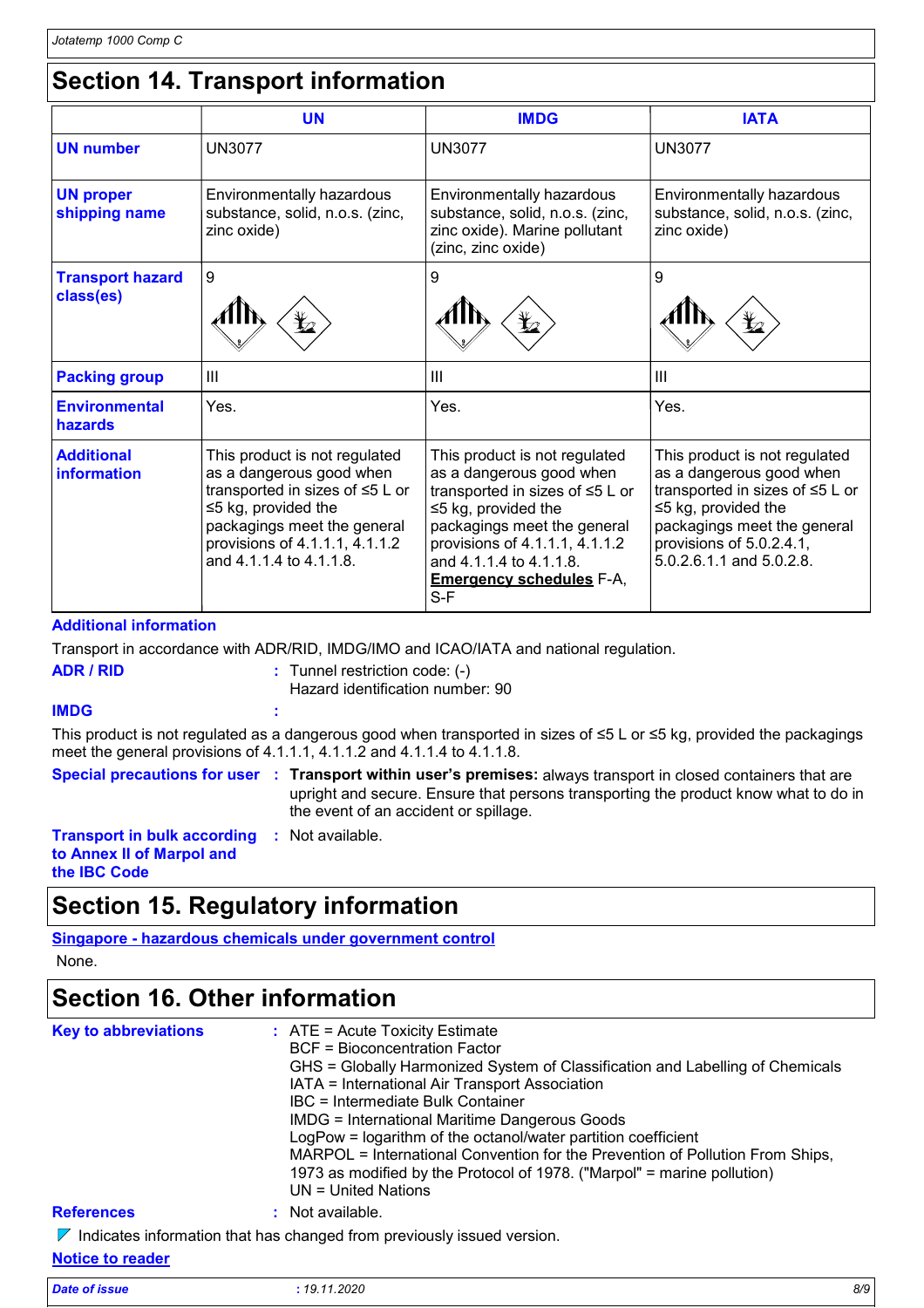## Section 14. Transport information

| | UN | IMDG | IATA |
|---|---|---|---|
| **UN number** | UN3077 | UN3077 | UN3077 |
| **UN proper shipping name** | Environmentally hazardous substance, solid, n.o.s. (zinc, zinc oxide) | Environmentally hazardous substance, solid, n.o.s. (zinc, zinc oxide). Marine pollutant (zinc, zinc oxide) | Environmentally hazardous substance, solid, n.o.s. (zinc, zinc oxide) |
| **Transport hazard class(es)** | 9 | 9 | 9 |
| **Packing group** | III | III | III |
| **Environmental hazards** | Yes. | Yes. | Yes. |
| **Additional information** | This product is not regulated as a dangerous good when transported in sizes of ≤5 L or ≤5 kg, provided the packagings meet the general provisions of 4.1.1.1, 4.1.1.2 and 4.1.1.4 to 4.1.1.8. | This product is not regulated as a dangerous good when transported in sizes of ≤5 L or ≤5 kg, provided the packagings meet the general provisions of 4.1.1.1, 4.1.1.2 and 4.1.1.4 to 4.1.1.8. **Emergency schedules** F-A, S-F | This product is not regulated as a dangerous good when transported in sizes of ≤5 L or ≤5 kg, provided the packagings meet the general provisions of 5.0.2.4.1, 5.0.2.6.1.1 and 5.0.2.8. |

**Additional information**

Transport in accordance with ADR/RID, IMDG/IMO and ICAO/IATA and national regulation.

**ADR / RID** : Tunnel restriction code: (-)
Hazard identification number: 90

**IMDG** :

This product is not regulated as a dangerous good when transported in sizes of ≤5 L or ≤5 kg, provided the packagings meet the general provisions of 4.1.1.1, 4.1.1.2 and 4.1.1.4 to 4.1.1.8.

**Special precautions for user** : **Transport within user's premises:** always transport in closed containers that are upright and secure. Ensure that persons transporting the product know what to do in the event of an accident or spillage.

**Transport in bulk according to Annex II of Marpol and the IBC Code** : Not available.

## Section 15. Regulatory information

**Singapore - hazardous chemicals under government control**

None.

## Section 16. Other information

**Key to abbreviations** : ATE = Acute Toxicity Estimate
BCF = Bioconcentration Factor
GHS = Globally Harmonized System of Classification and Labelling of Chemicals
IATA = International Air Transport Association
IBC = Intermediate Bulk Container
IMDG = International Maritime Dangerous Goods
LogPow = logarithm of the octanol/water partition coefficient
MARPOL = International Convention for the Prevention of Pollution From Ships, 1973 as modified by the Protocol of 1978. ("Marpol" = marine pollution)
UN = United Nations

**References** : Not available.

Indicates information that has changed from previously issued version.

**Notice to reader**

*Date of issue* : 19.11.2020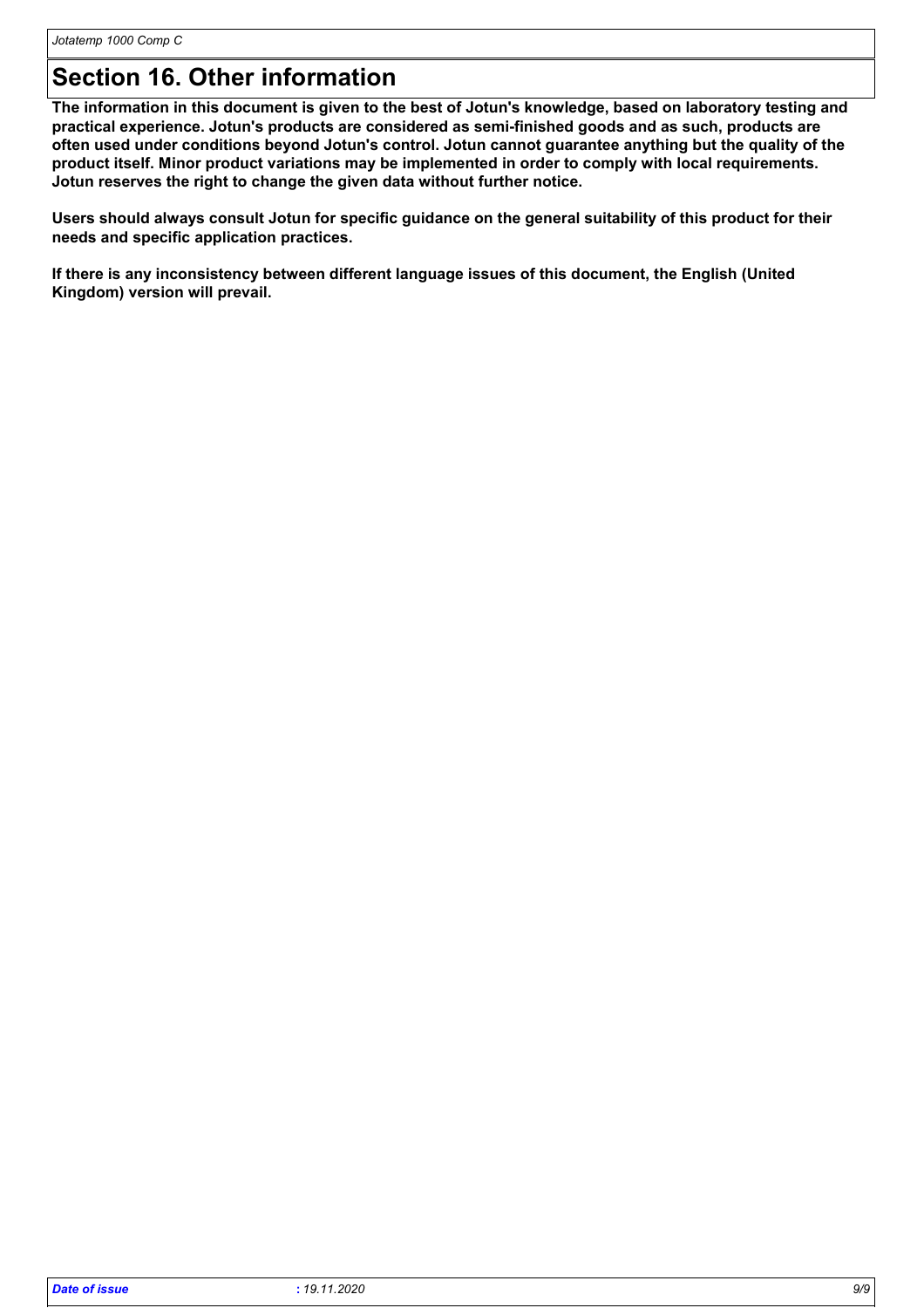# Section 16. Other information

**The information in this document is given to the best of Jotun's knowledge, based on laboratory testing and practical experience. Jotun's products are considered as semi-finished goods and as such, products are often used under conditions beyond Jotun's control. Jotun cannot guarantee anything but the quality of the product itself. Minor product variations may be implemented in order to comply with local requirements. Jotun reserves the right to change the given data without further notice.**

**Users should always consult Jotun for specific guidance on the general suitability of this product for their needs and specific application practices.**

**If there is any inconsistency between different language issues of this document, the English (United Kingdom) version will prevail.**